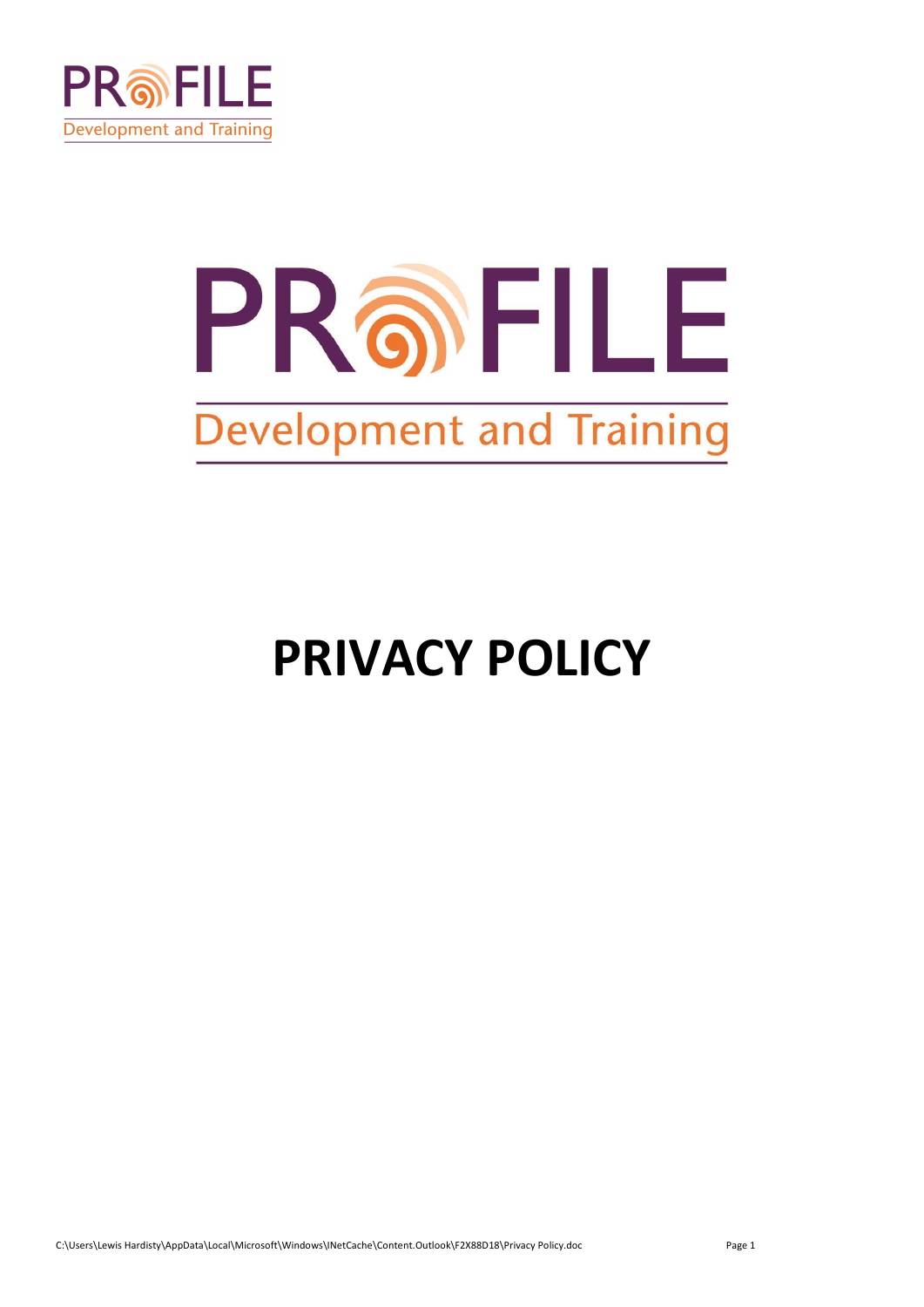PROFILE
Development and Training

# PRIVACY POLICY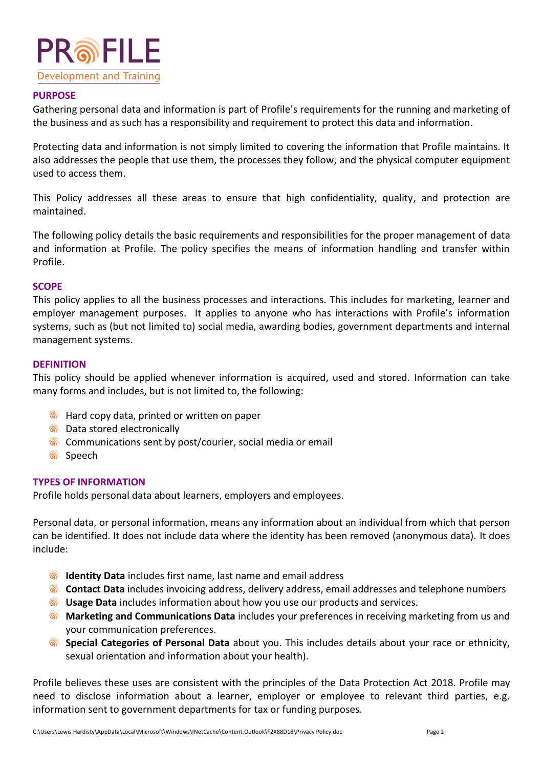## PURPOSE

Gathering personal data and information is part of Profile's requirements for the running and marketing of the business and as such has a responsibility and requirement to protect this data and information.

Protecting data and information is not simply limited to covering the information that Profile maintains. It also addresses the people that use them, the processes they follow, and the physical computer equipment used to access them.

This Policy addresses all these areas to ensure that high confidentiality, quality, and protection are maintained.

The following policy details the basic requirements and responsibilities for the proper management of data and information at Profile. The policy specifies the means of information handling and transfer within Profile.

## SCOPE

This policy applies to all the business processes and interactions. This includes for marketing, learner and employer management purposes. It applies to anyone who has interactions with Profile's information systems, such as (but not limited to) social media, awarding bodies, government departments and internal management systems.

## DEFINITION

This policy should be applied whenever information is acquired, used and stored. Information can take many forms and includes, but is not limited to, the following:

- Hard copy data, printed or written on paper
- Data stored electronically
- Communications sent by post/courier, social media or email
- Speech

## TYPES OF INFORMATION

Profile holds personal data about learners, employers and employees.

Personal data, or personal information, means any information about an individual from which that person can be identified. It does not include data where the identity has been removed (anonymous data). It does include:

- **Identity Data** includes first name, last name and email address
- **Contact Data** includes invoicing address, delivery address, email addresses and telephone numbers
- **Usage Data** includes information about how you use our products and services.
- **Marketing and Communications Data** includes your preferences in receiving marketing from us and your communication preferences.
- **Special Categories of Personal Data** about you. This includes details about your race or ethnicity, sexual orientation and information about your health).

Profile believes these uses are consistent with the principles of the Data Protection Act 2018. Profile may need to disclose information about a learner, employer or employee to relevant third parties, e.g. information sent to government departments for tax or funding purposes.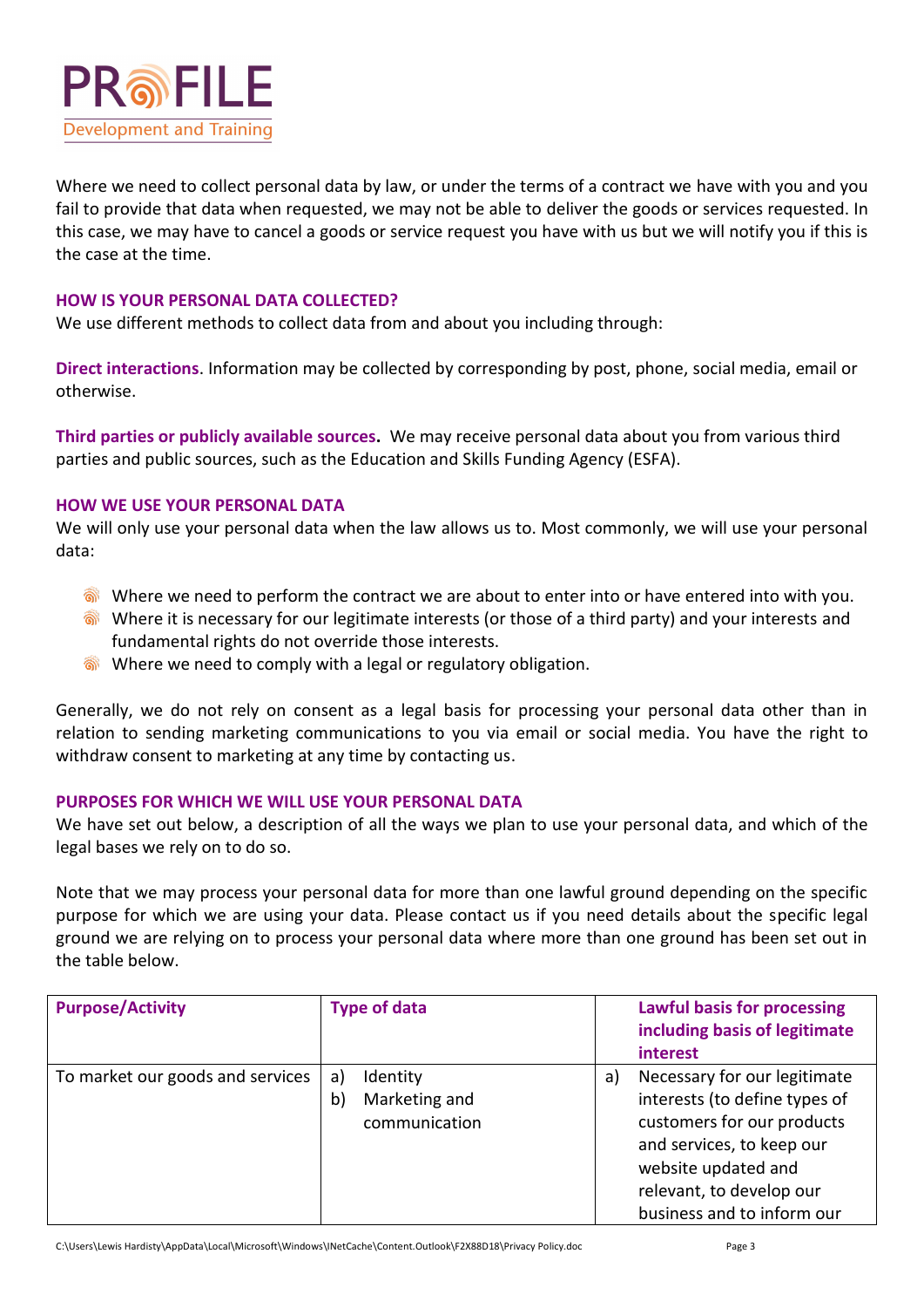Where we need to collect personal data by law, or under the terms of a contract we have with you and you fail to provide that data when requested, we may not be able to deliver the goods or services requested. In this case, we may have to cancel a goods or service request you have with us but we will notify you if this is the case at the time.

## HOW IS YOUR PERSONAL DATA COLLECTED?

We use different methods to collect data from and about you including through:

**Direct interactions**. Information may be collected by corresponding by post, phone, social media, email or otherwise.

**Third parties or publicly available sources.** We may receive personal data about you from various third parties and public sources, such as the Education and Skills Funding Agency (ESFA).

## HOW WE USE YOUR PERSONAL DATA

We will only use your personal data when the law allows us to. Most commonly, we will use your personal data:

- Where we need to perform the contract we are about to enter into or have entered into with you.
- Where it is necessary for our legitimate interests (or those of a third party) and your interests and fundamental rights do not override those interests.
- Where we need to comply with a legal or regulatory obligation.

Generally, we do not rely on consent as a legal basis for processing your personal data other than in relation to sending marketing communications to you via email or social media. You have the right to withdraw consent to marketing at any time by contacting us.

## PURPOSES FOR WHICH WE WILL USE YOUR PERSONAL DATA

We have set out below, a description of all the ways we plan to use your personal data, and which of the legal bases we rely on to do so.

Note that we may process your personal data for more than one lawful ground depending on the specific purpose for which we are using your data. Please contact us if you need details about the specific legal ground we are relying on to process your personal data where more than one ground has been set out in the table below.

| Purpose/Activity | Type of data | Lawful basis for processing including basis of legitimate interest |
|---|---|---|
| To market our goods and services | a) Identity<br>b) Marketing and communication | a) Necessary for our legitimate interests (to define types of customers for our products and services, to keep our website updated and relevant, to develop our business and to inform our |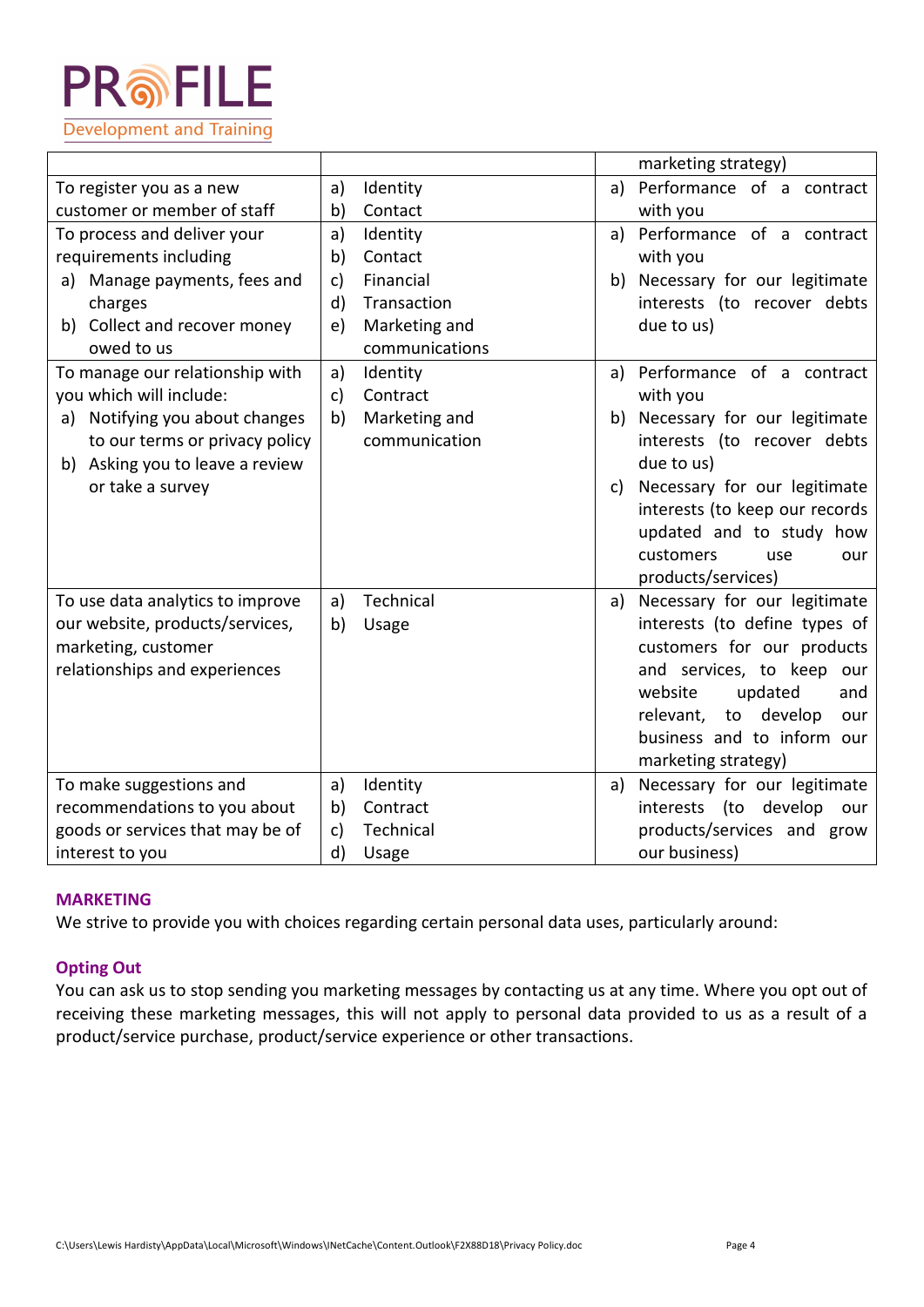| | | marketing strategy) |
|---|---|---|
| To register you as a new customer or member of staff | a) Identity<br>b) Contact | a) Performance of a contract with you |
| To process and deliver your requirements including<br>a) Manage payments, fees and charges<br>b) Collect and recover money owed to us | a) Identity<br>b) Contact<br>c) Financial<br>d) Transaction<br>e) Marketing and communications | a) Performance of a contract with you<br>b) Necessary for our legitimate interests (to recover debts due to us) |
| To manage our relationship with you which will include:<br>a) Notifying you about changes to our terms or privacy policy<br>b) Asking you to leave a review or take a survey | a) Identity<br>c) Contract<br>b) Marketing and communication | a) Performance of a contract with you<br>b) Necessary for our legitimate interests (to recover debts due to us)<br>c) Necessary for our legitimate interests (to keep our records updated and to study how customers use our products/services) |
| To use data analytics to improve our website, products/services, marketing, customer relationships and experiences | a) Technical<br>b) Usage | a) Necessary for our legitimate interests (to define types of customers for our products and services, to keep our website updated and relevant, to develop our business and to inform our marketing strategy) |
| To make suggestions and recommendations to you about goods or services that may be of interest to you | a) Identity<br>b) Contract<br>c) Technical<br>d) Usage | a) Necessary for our legitimate interests (to develop our products/services and grow our business) |

## MARKETING

We strive to provide you with choices regarding certain personal data uses, particularly around:

### Opting Out

You can ask us to stop sending you marketing messages by contacting us at any time. Where you opt out of receiving these marketing messages, this will not apply to personal data provided to us as a result of a product/service purchase, product/service experience or other transactions.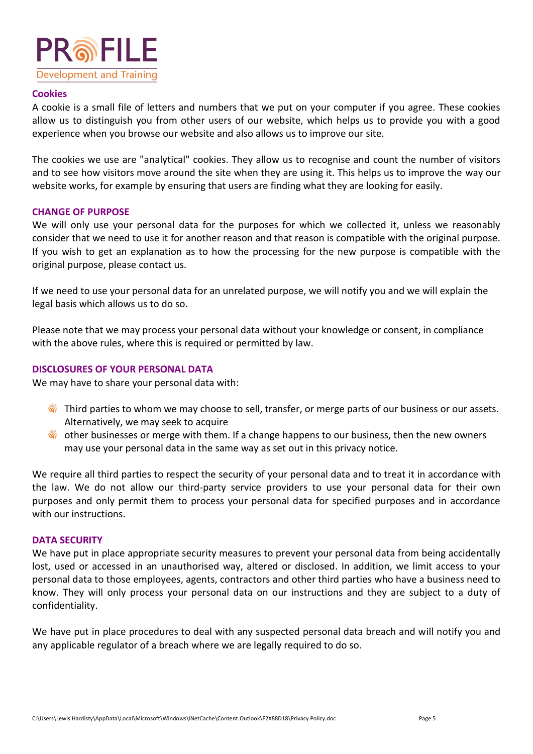### Cookies

A cookie is a small file of letters and numbers that we put on your computer if you agree. These cookies allow us to distinguish you from other users of our website, which helps us to provide you with a good experience when you browse our website and also allows us to improve our site.

The cookies we use are "analytical" cookies. They allow us to recognise and count the number of visitors and to see how visitors move around the site when they are using it. This helps us to improve the way our website works, for example by ensuring that users are finding what they are looking for easily.

### CHANGE OF PURPOSE

We will only use your personal data for the purposes for which we collected it, unless we reasonably consider that we need to use it for another reason and that reason is compatible with the original purpose. If you wish to get an explanation as to how the processing for the new purpose is compatible with the original purpose, please contact us.

If we need to use your personal data for an unrelated purpose, we will notify you and we will explain the legal basis which allows us to do so.

Please note that we may process your personal data without your knowledge or consent, in compliance with the above rules, where this is required or permitted by law.

### DISCLOSURES OF YOUR PERSONAL DATA

We may have to share your personal data with:

- Third parties to whom we may choose to sell, transfer, or merge parts of our business or our assets. Alternatively, we may seek to acquire
- other businesses or merge with them. If a change happens to our business, then the new owners may use your personal data in the same way as set out in this privacy notice.

We require all third parties to respect the security of your personal data and to treat it in accordance with the law. We do not allow our third-party service providers to use your personal data for their own purposes and only permit them to process your personal data for specified purposes and in accordance with our instructions.

### DATA SECURITY

We have put in place appropriate security measures to prevent your personal data from being accidentally lost, used or accessed in an unauthorised way, altered or disclosed. In addition, we limit access to your personal data to those employees, agents, contractors and other third parties who have a business need to know. They will only process your personal data on our instructions and they are subject to a duty of confidentiality.

We have put in place procedures to deal with any suspected personal data breach and will notify you and any applicable regulator of a breach where we are legally required to do so.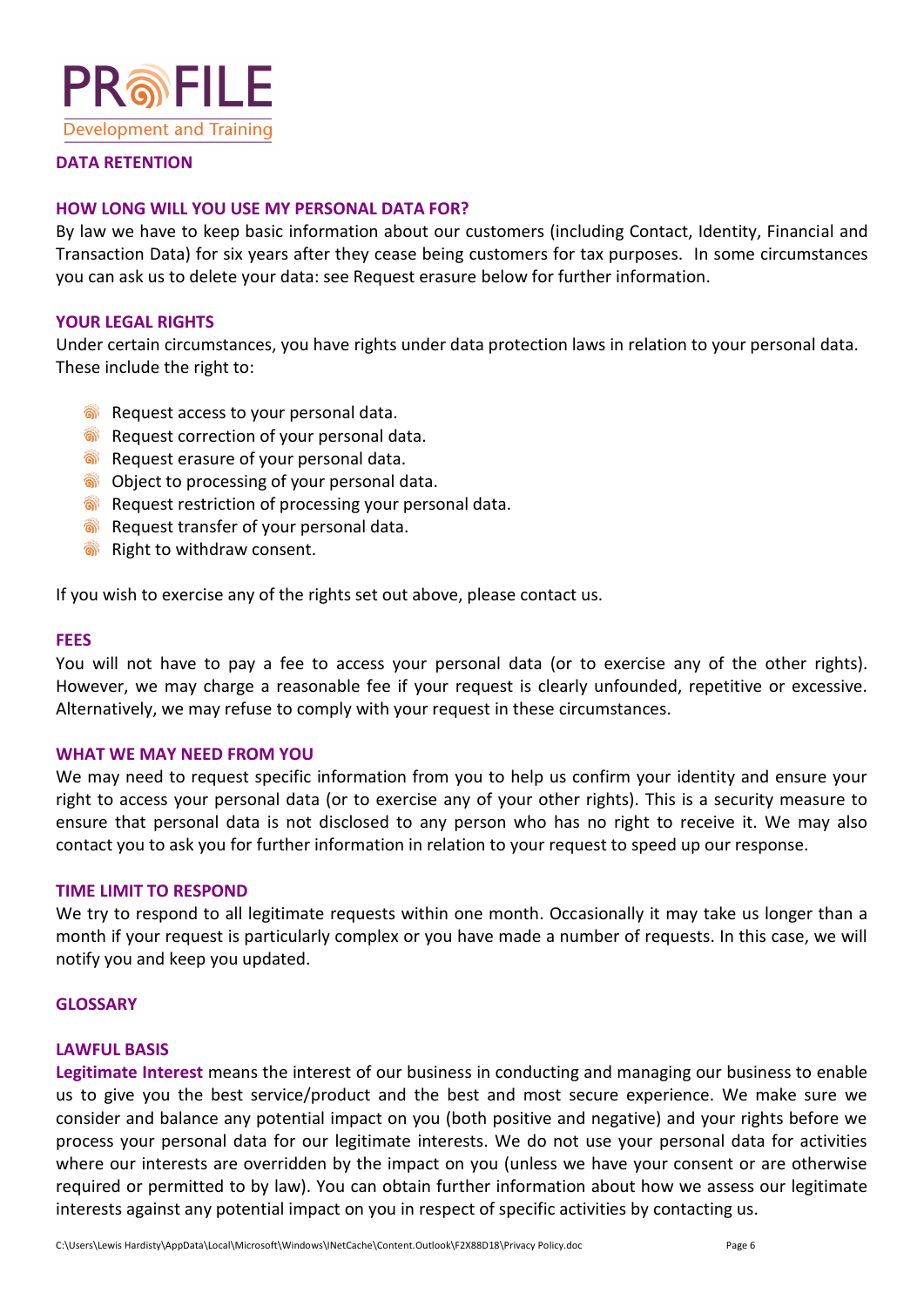## DATA RETENTION

### HOW LONG WILL YOU USE MY PERSONAL DATA FOR?

By law we have to keep basic information about our customers (including Contact, Identity, Financial and Transaction Data) for six years after they cease being customers for tax purposes. In some circumstances you can ask us to delete your data: see Request erasure below for further information.

### YOUR LEGAL RIGHTS

Under certain circumstances, you have rights under data protection laws in relation to your personal data. These include the right to:

- Request access to your personal data.
- Request correction of your personal data.
- Request erasure of your personal data.
- Object to processing of your personal data.
- Request restriction of processing your personal data.
- Request transfer of your personal data.
- Right to withdraw consent.

If you wish to exercise any of the rights set out above, please contact us.

### FEES

You will not have to pay a fee to access your personal data (or to exercise any of the other rights). However, we may charge a reasonable fee if your request is clearly unfounded, repetitive or excessive. Alternatively, we may refuse to comply with your request in these circumstances.

### WHAT WE MAY NEED FROM YOU

We may need to request specific information from you to help us confirm your identity and ensure your right to access your personal data (or to exercise any of your other rights). This is a security measure to ensure that personal data is not disclosed to any person who has no right to receive it. We may also contact you to ask you for further information in relation to your request to speed up our response.

### TIME LIMIT TO RESPOND

We try to respond to all legitimate requests within one month. Occasionally it may take us longer than a month if your request is particularly complex or you have made a number of requests. In this case, we will notify you and keep you updated.

## GLOSSARY

### LAWFUL BASIS

**Legitimate Interest** means the interest of our business in conducting and managing our business to enable us to give you the best service/product and the best and most secure experience. We make sure we consider and balance any potential impact on you (both positive and negative) and your rights before we process your personal data for our legitimate interests. We do not use your personal data for activities where our interests are overridden by the impact on you (unless we have your consent or are otherwise required or permitted to by law). You can obtain further information about how we assess our legitimate interests against any potential impact on you in respect of specific activities by contacting us.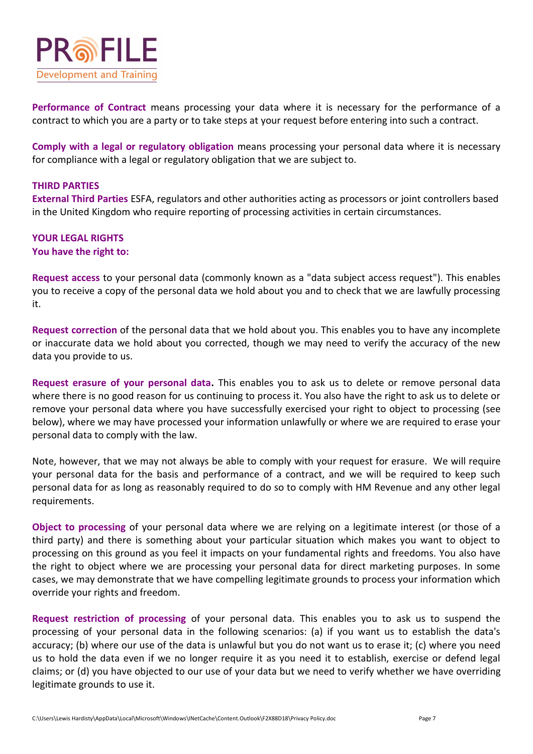**Performance of Contract** means processing your data where it is necessary for the performance of a contract to which you are a party or to take steps at your request before entering into such a contract.

**Comply with a legal or regulatory obligation** means processing your personal data where it is necessary for compliance with a legal or regulatory obligation that we are subject to.

**THIRD PARTIES**

**External Third Parties** ESFA, regulators and other authorities acting as processors or joint controllers based in the United Kingdom who require reporting of processing activities in certain circumstances.

**YOUR LEGAL RIGHTS**

**You have the right to:**

**Request access** to your personal data (commonly known as a "data subject access request"). This enables you to receive a copy of the personal data we hold about you and to check that we are lawfully processing it.

**Request correction** of the personal data that we hold about you. This enables you to have any incomplete or inaccurate data we hold about you corrected, though we may need to verify the accuracy of the new data you provide to us.

**Request erasure of your personal data.** This enables you to ask us to delete or remove personal data where there is no good reason for us continuing to process it. You also have the right to ask us to delete or remove your personal data where you have successfully exercised your right to object to processing (see below), where we may have processed your information unlawfully or where we are required to erase your personal data to comply with the law.

Note, however, that we may not always be able to comply with your request for erasure. We will require your personal data for the basis and performance of a contract, and we will be required to keep such personal data for as long as reasonably required to do so to comply with HM Revenue and any other legal requirements.

**Object to processing** of your personal data where we are relying on a legitimate interest (or those of a third party) and there is something about your particular situation which makes you want to object to processing on this ground as you feel it impacts on your fundamental rights and freedoms. You also have the right to object where we are processing your personal data for direct marketing purposes. In some cases, we may demonstrate that we have compelling legitimate grounds to process your information which override your rights and freedom.

**Request restriction of processing** of your personal data. This enables you to ask us to suspend the processing of your personal data in the following scenarios: (a) if you want us to establish the data's accuracy; (b) where our use of the data is unlawful but you do not want us to erase it; (c) where you need us to hold the data even if we no longer require it as you need it to establish, exercise or defend legal claims; or (d) you have objected to our use of your data but we need to verify whether we have overriding legitimate grounds to use it.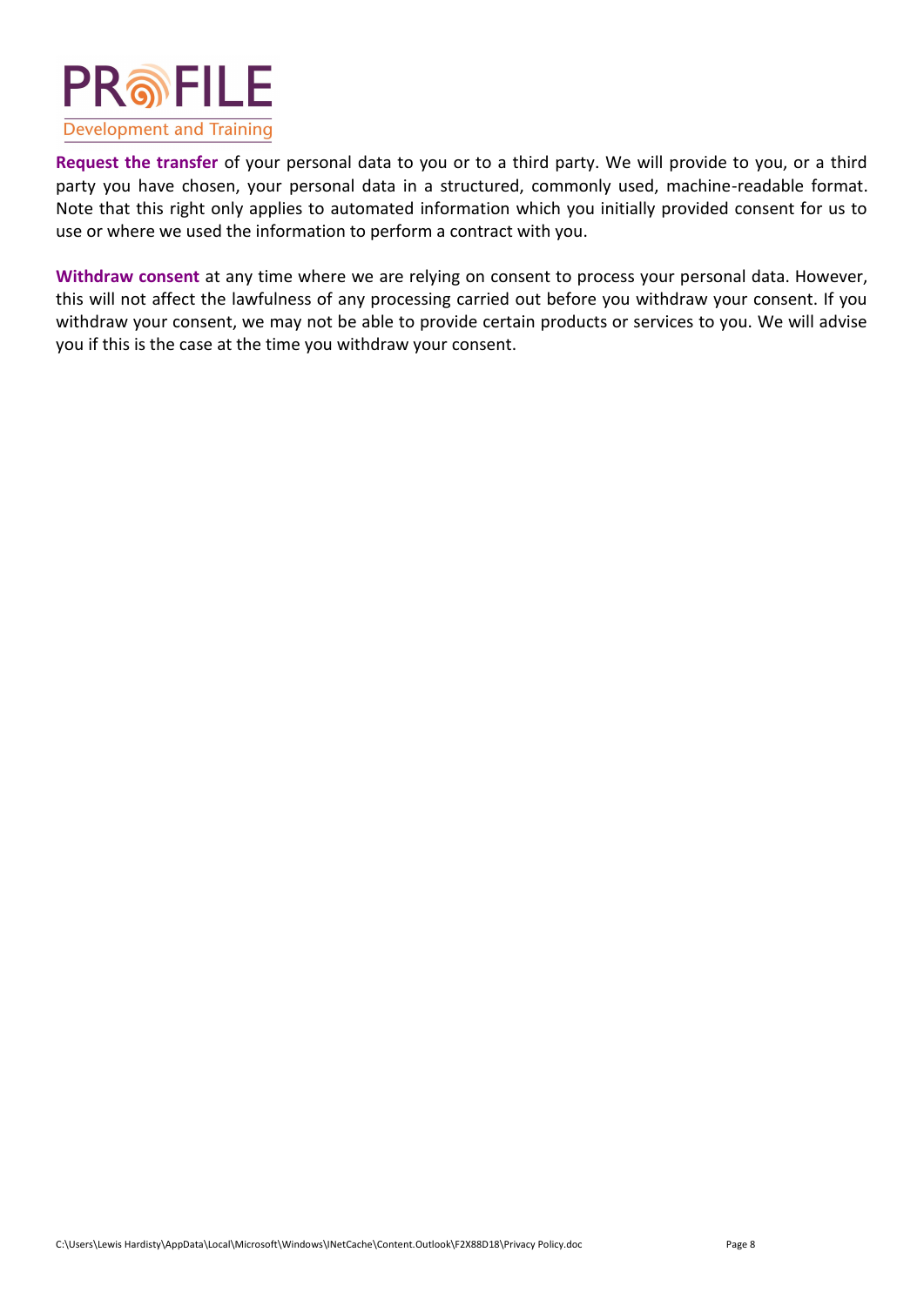**Request the transfer** of your personal data to you or to a third party. We will provide to you, or a third party you have chosen, your personal data in a structured, commonly used, machine-readable format. Note that this right only applies to automated information which you initially provided consent for us to use or where we used the information to perform a contract with you.

**Withdraw consent** at any time where we are relying on consent to process your personal data. However, this will not affect the lawfulness of any processing carried out before you withdraw your consent. If you withdraw your consent, we may not be able to provide certain products or services to you. We will advise you if this is the case at the time you withdraw your consent.